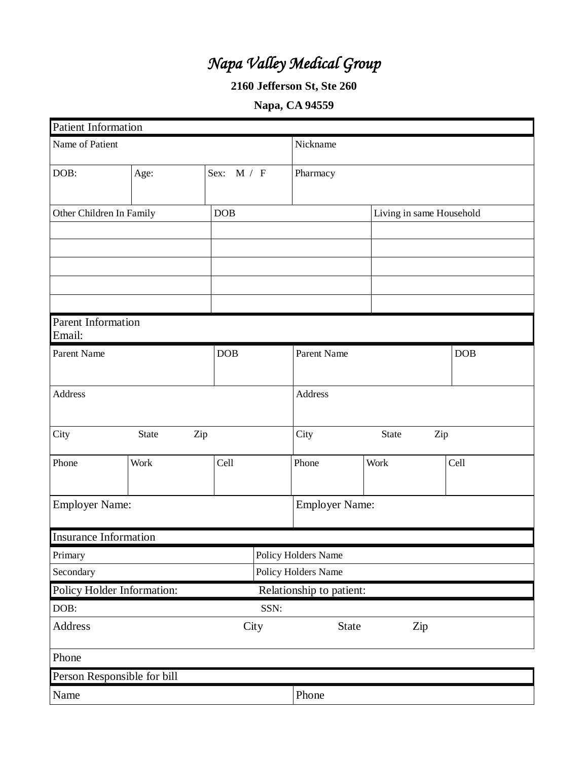# *Napa Valley Medical Group*

**2160 Jefferson St, Ste 260**

**Napa, CA 94559**

## Patient Information

| Name of Patient | | | Nickname |
|---|---|---|---|
| DOB: | Age: | Sex: M / F | Pharmacy |

| Other Children In Family | DOB | Living in same Household |
|---|---|---|
| | | |
| | | |
| | | |
| | | |
| | | |

## Parent Information

Email:

| Parent Name | | DOB | Parent Name | | DOB |
|---|---|---|---|---|---|
| Address | | | Address | | |
| City State Zip | | | City State Zip | | |
| Phone | Work | Cell | Phone | Work | Cell |
| Employer Name: | | | Employer Name: | | |

## Insurance Information

| Primary | Policy Holders Name |
|---|---|
| Secondary | Policy Holders Name |

## Policy Holder Information: Relationship to patient:

| DOB: | SSN: | | |
|---|---|---|---|
| Address | City | State | Zip |
| Phone | | | |

## Person Responsible for bill

| Name | Phone |
|---|---|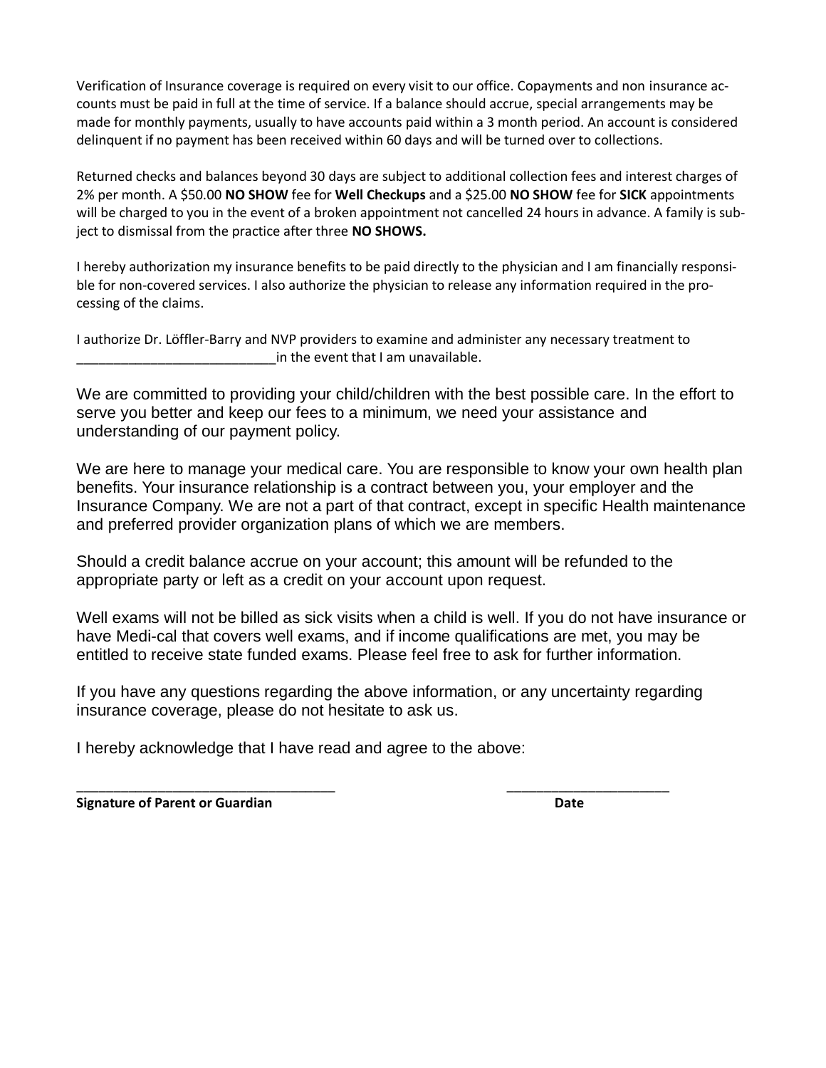Verification of Insurance coverage is required on every visit to our office. Copayments and non insurance accounts must be paid in full at the time of service. If a balance should accrue, special arrangements may be made for monthly payments, usually to have accounts paid within a 3 month period. An account is considered delinquent if no payment has been received within 60 days and will be turned over to collections.

Returned checks and balances beyond 30 days are subject to additional collection fees and interest charges of 2% per month. A $50.00 **NO SHOW** fee for **Well Checkups** and a $25.00 **NO SHOW** fee for **SICK** appointments will be charged to you in the event of a broken appointment not cancelled 24 hours in advance. A family is subject to dismissal from the practice after three **NO SHOWS.**

I hereby authorization my insurance benefits to be paid directly to the physician and I am financially responsible for non-covered services. I also authorize the physician to release any information required in the processing of the claims.

I authorize Dr. Löffler-Barry and NVP providers to examine and administer any necessary treatment to ___________________________in the event that I am unavailable.

We are committed to providing your child/children with the best possible care. In the effort to serve you better and keep our fees to a minimum, we need your assistance and understanding of our payment policy.

We are here to manage your medical care. You are responsible to know your own health plan benefits. Your insurance relationship is a contract between you, your employer and the Insurance Company. We are not a part of that contract, except in specific Health maintenance and preferred provider organization plans of which we are members.

Should a credit balance accrue on your account; this amount will be refunded to the appropriate party or left as a credit on your account upon request.

Well exams will not be billed as sick visits when a child is well. If you do not have insurance or have Medi-cal that covers well exams, and if income qualifications are met, you may be entitled to receive state funded exams. Please feel free to ask for further information.

If you have any questions regarding the above information, or any uncertainty regarding insurance coverage, please do not hesitate to ask us.

I hereby acknowledge that I have read and agree to the above:

_________________________________ ____________________

**Signature of Parent or Guardian** **Date**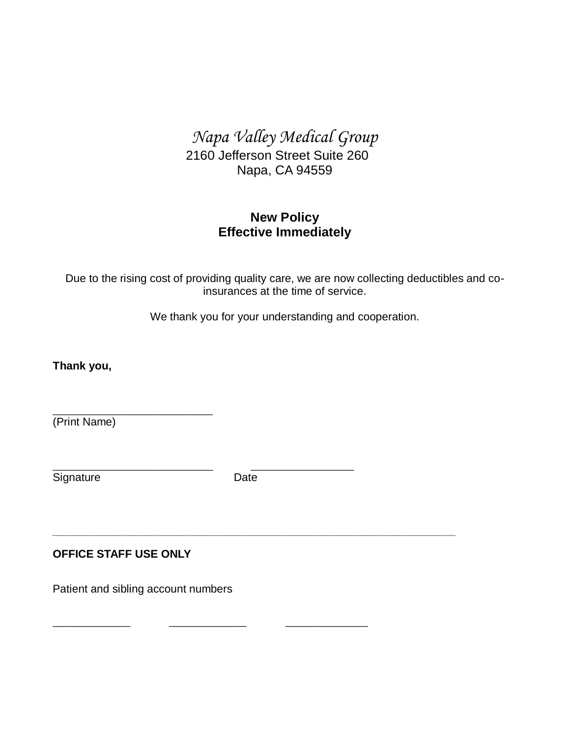*Napa Valley Medical Group*

2160 Jefferson Street Suite 260
Napa, CA 94559

**New Policy**
**Effective Immediately**

Due to the rising cost of providing quality care, we are now collecting deductibles and co-insurances at the time of service.

We thank you for your understanding and cooperation.

**Thank you,**

___________________________
(Print Name)

___________________________ _________________
Signature Date

---

**OFFICE STAFF USE ONLY**

Patient and sibling account numbers

_____________ _____________ ______________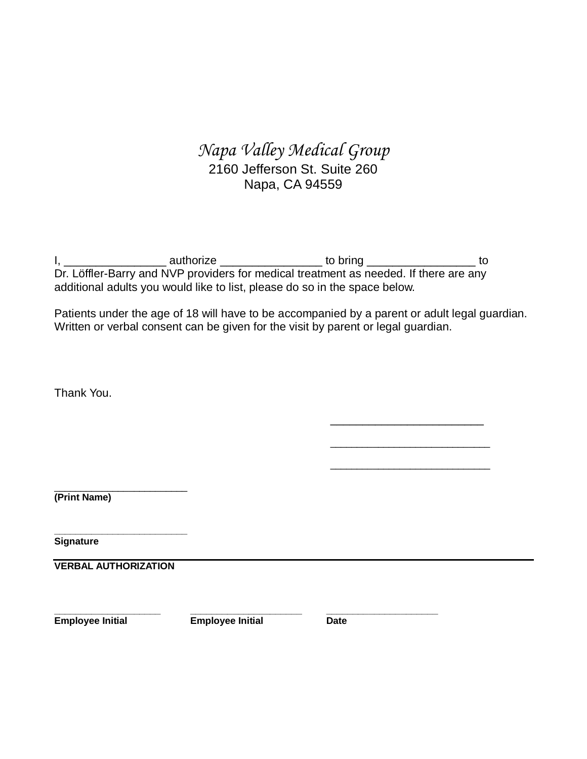*Napa Valley Medical Group*
2160 Jefferson St. Suite 260
Napa, CA 94559

I, ________________ authorize ________________ to bring _________________ to Dr. Löffler-Barry and NVP providers for medical treatment as needed. If there are any additional adults you would like to list, please do so in the space below.

Patients under the age of 18 will have to be accompanied by a parent or adult legal guardian. Written or verbal consent can be given for the visit by parent or legal guardian.

Thank You.

________________________

_________________________

_________________________

______________________
**(Print Name)**

______________________
**Signature**

---

**VERBAL AUTHORIZATION**

| __________________ | __________________ | __________________ |
|---|---|---|
| **Employee Initial** | **Employee Initial** | **Date** |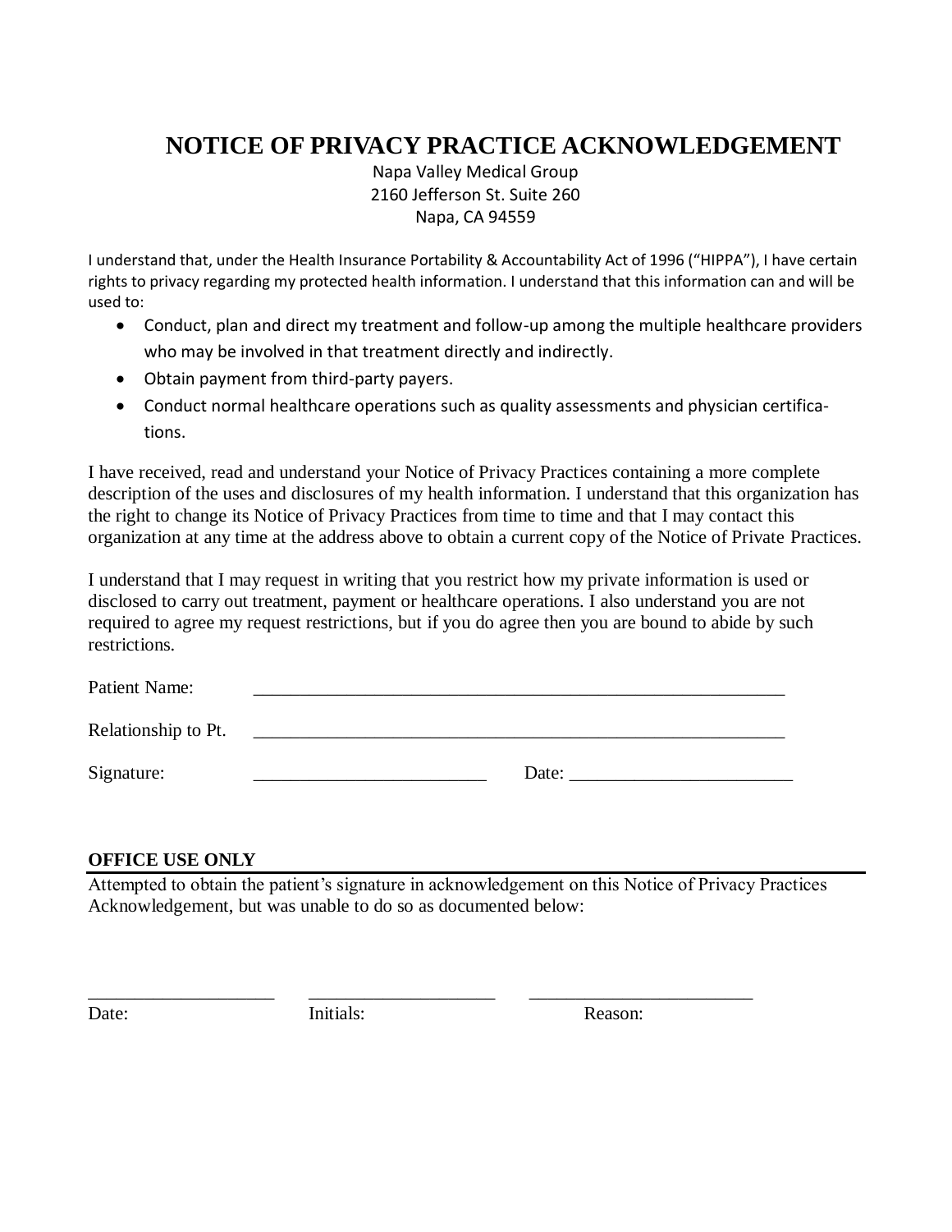# NOTICE OF PRIVACY PRACTICE ACKNOWLEDGEMENT

Napa Valley Medical Group
2160 Jefferson St. Suite 260
Napa, CA 94559

I understand that, under the Health Insurance Portability & Accountability Act of 1996 ("HIPPA"), I have certain rights to privacy regarding my protected health information. I understand that this information can and will be used to:

- Conduct, plan and direct my treatment and follow-up among the multiple healthcare providers who may be involved in that treatment directly and indirectly.
- Obtain payment from third-party payers.
- Conduct normal healthcare operations such as quality assessments and physician certifica-tions.

I have received, read and understand your Notice of Privacy Practices containing a more complete description of the uses and disclosures of my health information. I understand that this organization has the right to change its Notice of Privacy Practices from time to time and that I may contact this organization at any time at the address above to obtain a current copy of the Notice of Private Practices.

I understand that I may request in writing that you restrict how my private information is used or disclosed to carry out treatment, payment or healthcare operations. I also understand you are not required to agree my request restrictions, but if you do agree then you are bound to abide by such restrictions.

Patient Name: ____________________________________________________________

Relationship to Pt. ____________________________________________________________

Signature: _________________________ Date: ________________________

**OFFICE USE ONLY**

Attempted to obtain the patient's signature in acknowledgement on this Notice of Privacy Practices Acknowledgement, but was unable to do so as documented below:

____________________ ____________________ ________________________

Date: Initials: Reason: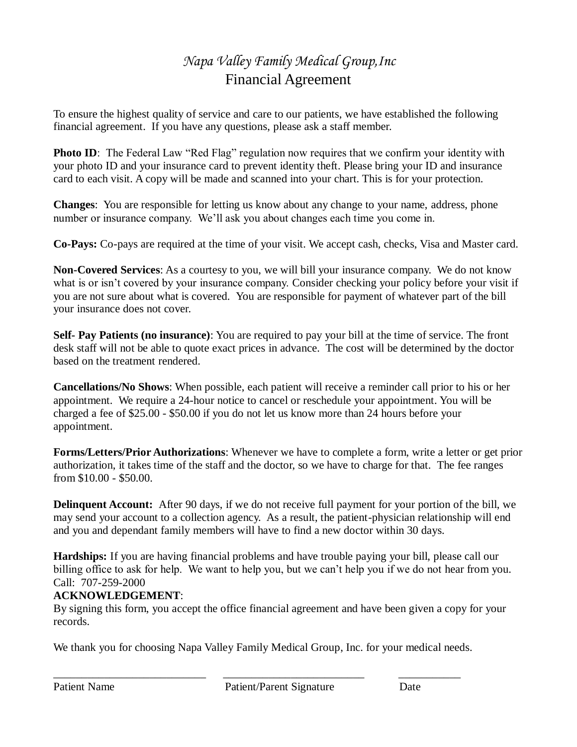# *Napa Valley Family Medical Group,Inc*

## Financial Agreement

To ensure the highest quality of service and care to our patients, we have established the following financial agreement. If you have any questions, please ask a staff member.

**Photo ID**: The Federal Law "Red Flag" regulation now requires that we confirm your identity with your photo ID and your insurance card to prevent identity theft. Please bring your ID and insurance card to each visit. A copy will be made and scanned into your chart. This is for your protection.

**Changes**: You are responsible for letting us know about any change to your name, address, phone number or insurance company. We'll ask you about changes each time you come in.

**Co-Pays:** Co-pays are required at the time of your visit. We accept cash, checks, Visa and Master card.

**Non-Covered Services**: As a courtesy to you, we will bill your insurance company. We do not know what is or isn't covered by your insurance company. Consider checking your policy before your visit if you are not sure about what is covered. You are responsible for payment of whatever part of the bill your insurance does not cover.

**Self- Pay Patients (no insurance)**: You are required to pay your bill at the time of service. The front desk staff will not be able to quote exact prices in advance. The cost will be determined by the doctor based on the treatment rendered.

**Cancellations/No Shows**: When possible, each patient will receive a reminder call prior to his or her appointment. We require a 24-hour notice to cancel or reschedule your appointment. You will be charged a fee of $25.00 - $50.00 if you do not let us know more than 24 hours before your appointment.

**Forms/Letters/Prior Authorizations**: Whenever we have to complete a form, write a letter or get prior authorization, it takes time of the staff and the doctor, so we have to charge for that. The fee ranges from $10.00 - $50.00.

**Delinquent Account:** After 90 days, if we do not receive full payment for your portion of the bill, we may send your account to a collection agency. As a result, the patient-physician relationship will end and you and dependant family members will have to find a new doctor within 30 days.

**Hardships:** If you are having financial problems and have trouble paying your bill, please call our billing office to ask for help. We want to help you, but we can't help you if we do not hear from you. Call: 707-259-2000

**ACKNOWLEDGEMENT**:
By signing this form, you accept the office financial agreement and have been given a copy for your records.

We thank you for choosing Napa Valley Family Medical Group, Inc. for your medical needs.

____________________________ ____________________________ ___________
Patient Name Patient/Parent Signature Date